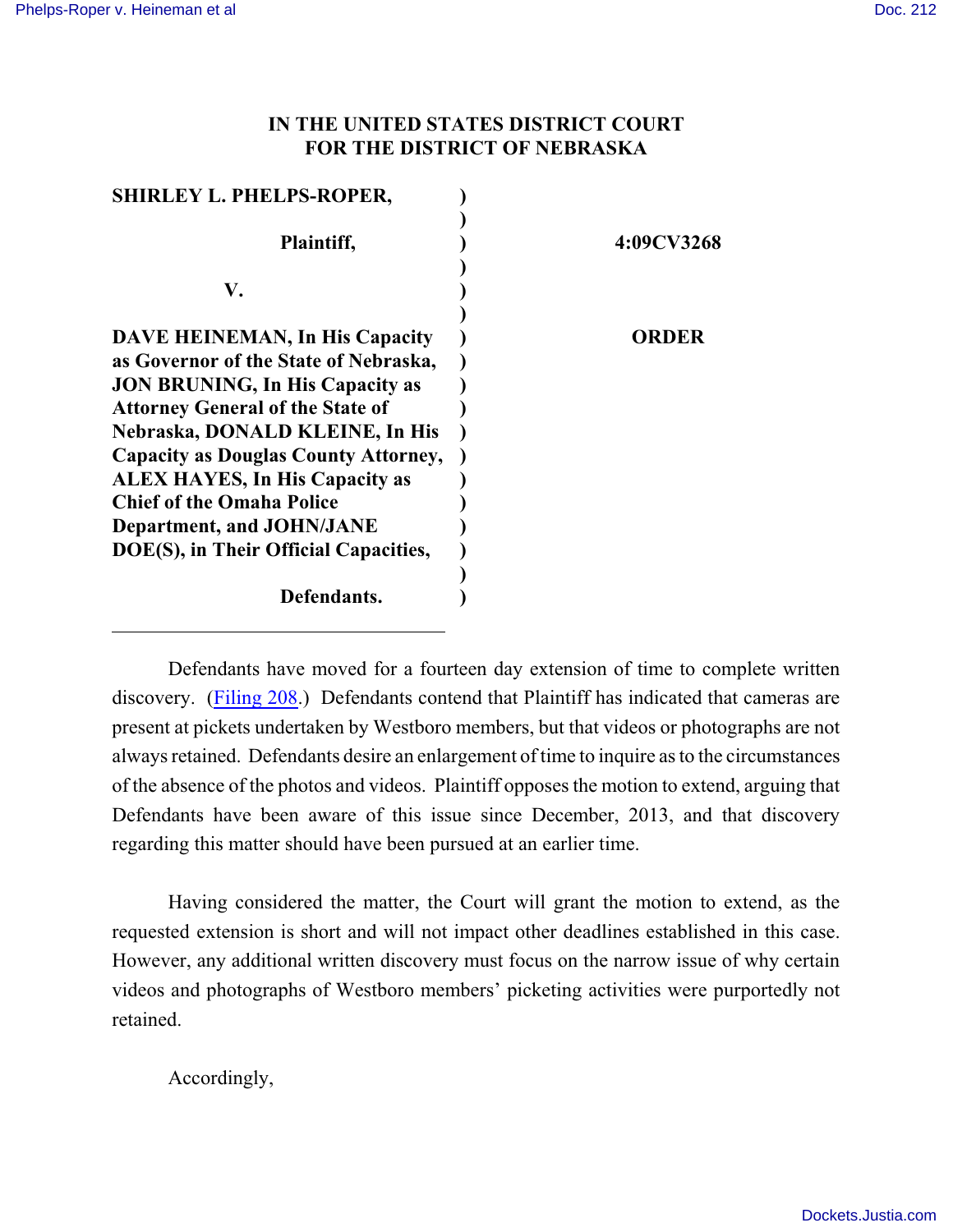**IN THE UNITED STATES DISTRICT COURT**
**FOR THE DISTRICT OF NEBRASKA**

| | | |
|---|---|---|
| **SHIRLEY L. PHELPS-ROPER,** | ) | |
| | ) | |
| **Plaintiff,** | ) | **4:09CV3268** |
| | ) | |
| **V.** | ) | |
| | ) | |
| **DAVE HEINEMAN, In His Capacity as Governor of the State of Nebraska, JON BRUNING, In His Capacity as Attorney General of the State of Nebraska, DONALD KLEINE, In His Capacity as Douglas County Attorney, ALEX HAYES, In His Capacity as Chief of the Omaha Police Department, and JOHN/JANE DOE(S), in Their Official Capacities,** | ) | **ORDER** |
| | ) | |
| **Defendants.** | ) | |

Defendants have moved for a fourteen day extension of time to complete written discovery. (Filing 208.) Defendants contend that Plaintiff has indicated that cameras are present at pickets undertaken by Westboro members, but that videos or photographs are not always retained. Defendants desire an enlargement of time to inquire as to the circumstances of the absence of the photos and videos. Plaintiff opposes the motion to extend, arguing that Defendants have been aware of this issue since December, 2013, and that discovery regarding this matter should have been pursued at an earlier time.

Having considered the matter, the Court will grant the motion to extend, as the requested extension is short and will not impact other deadlines established in this case. However, any additional written discovery must focus on the narrow issue of why certain videos and photographs of Westboro members' picketing activities were purportedly not retained.

Accordingly,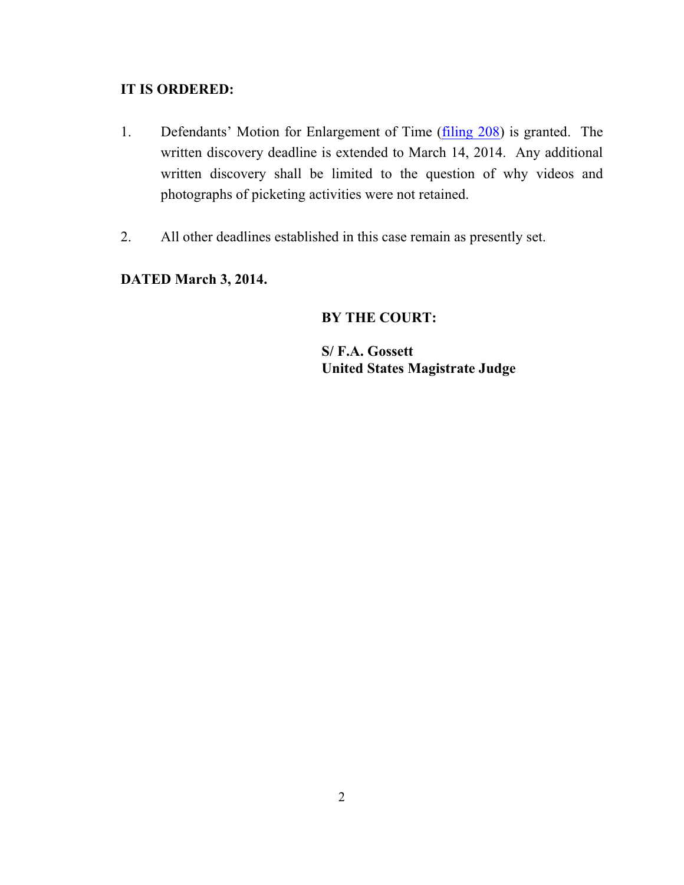**IT IS ORDERED:**

1. Defendants' Motion for Enlargement of Time (filing 208) is granted. The written discovery deadline is extended to March 14, 2014. Any additional written discovery shall be limited to the question of why videos and photographs of picketing activities were not retained.

2. All other deadlines established in this case remain as presently set.

**DATED March 3, 2014.**

**BY THE COURT:**

**S/ F.A. Gossett**
**United States Magistrate Judge**